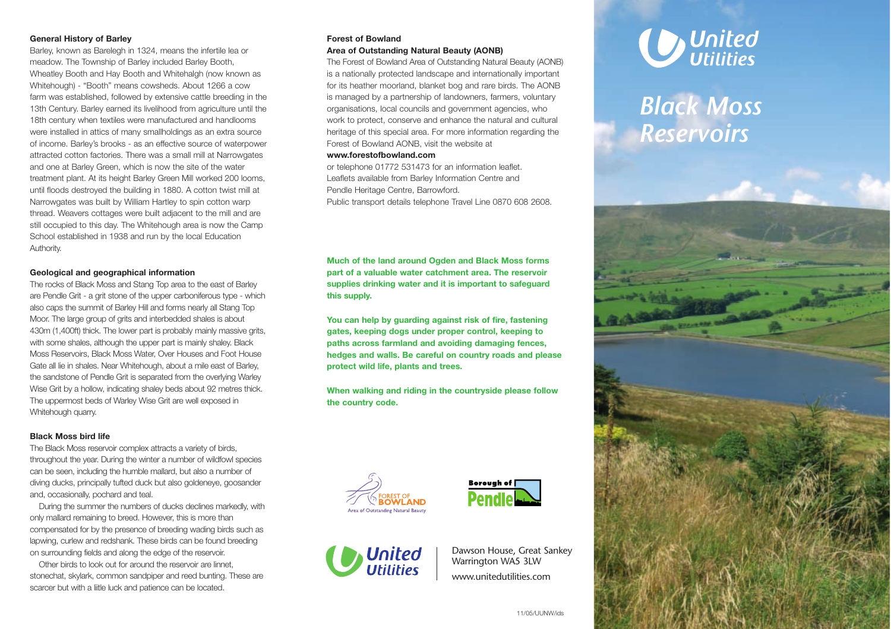## General History of Barley

Barley, known as Barelegh in 1324, means the infertile lea or meadow. The Township of Barley included Barley Booth, Wheatley Booth and Hay Booth and Whitehalgh (now known as Whitehough) - "Booth" means cowsheds. About 1266 a cow farm was established, followed by extensive cattle breeding in the 13th Century. Barley earned its livelihood from agriculture until the 18th century when textiles were manufactured and handlooms were installed in attics of many smallholdings as an extra source of income. Barley's brooks - as an effective source of waterpower attracted cotton factories. There was a small mill at Narrowgates and one at Barley Green, which is now the site of the water treatment plant. At its height Barley Green Mill worked 200 looms, until floods destroyed the building in 1880. A cotton twist mill at Narrowgates was built by William Hartley to spin cotton warp thread. Weavers cottages were built adjacent to the mill and are still occupied to this day. The Whitehough area is now the Camp School established in 1938 and run by the local Education Authority.

## Geological and geographical information

The rocks of Black Moss and Stang Top area to the east of Barley are Pendle Grit - a grit stone of the upper carboniferous type - which also caps the summit of Barley Hill and forms nearly all Stang Top Moor. The large group of grits and interbedded shales is about 430m (1,400ft) thick. The lower part is probably mainly massive grits, with some shales, although the upper part is mainly shaley. Black Moss Reservoirs, Black Moss Water, Over Houses and Foot House Gate all lie in shales. Near Whitehough, about a mile east of Barley, the sandstone of Pendle Grit is separated from the overlying Warley Wise Grit by a hollow, indicating shaley beds about 92 metres thick. The uppermost beds of Warley Wise Grit are well exposed in Whitehough quarry.

## Black Moss bird life

The Black Moss reservoir complex attracts a variety of birds, throughout the year. During the winter a number of wildfowl species can be seen, including the humble mallard, but also a number of diving ducks, principally tufted duck but also goldeneye, goosander and, occasionally, pochard and teal.

During the summer the numbers of ducks declines markedly, with only mallard remaining to breed. However, this is more than compensated for by the presence of breeding wading birds such as lapwing, curlew and redshank. These birds can be found breeding on surrounding fields and along the edge of the reservoir.

Other birds to look out for around the reservoir are linnet, stonechat, skylark, common sandpiper and reed bunting. These are scarcer but with a little luck and patience can be located.

## Forest of Bowland Area of Outstanding Natural Beauty (AONB)

The Forest of Bowland Area of Outstanding Natural Beauty (AONB) is a nationally protected landscape and internationally important for its heather moorland, blanket bog and rare birds. The AONB is managed by a partnership of landowners, farmers, voluntary organisations, local councils and government agencies, who work to protect, conserve and enhance the natural and cultural heritage of this special area. For more information regarding the Forest of Bowland AONB, visit the website at

**www.forestofbowland.com**

or telephone 01772 531473 for an information leaflet.
Leaflets available from Barley Information Centre and Pendle Heritage Centre, Barrowford.
Public transport details telephone Travel Line 0870 608 2608.

**Much of the land around Ogden and Black Moss forms part of a valuable water catchment area. The reservoir supplies drinking water and it is important to safeguard this supply.**

**You can help by guarding against risk of fire, fastening gates, keeping dogs under proper control, keeping to paths across farmland and avoiding damaging fences, hedges and walls. Be careful on country roads and please protect wild life, plants and trees.**

**When walking and riding in the countryside please follow the country code.**

FOREST OF BOWLAND
Area of Outstanding Natural Beauty

Borough of Pendle

United Utilities

Dawson House, Great Sankey
Warrington WA5 3LW
www.unitedutilities.com

11/05/UUNW/ids

United Utilities

# Black Moss Reservoirs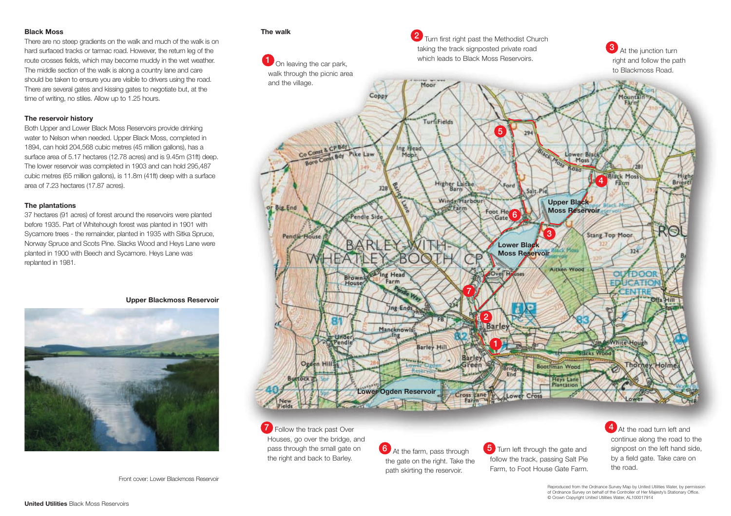## Black Moss

There are no steep gradients on the walk and much of the walk is on hard surfaced tracks or tarmac road. However, the return leg of the route crosses fields, which may become muddy in the wet weather. The middle section of the walk is along a country lane and care should be taken to ensure you are visible to drivers using the road. There are several gates and kissing gates to negotiate but, at the time of writing, no stiles. Allow up to 1.25 hours.

## The reservoir history

Both Upper and Lower Black Moss Reservoirs provide drinking water to Nelson when needed. Upper Black Moss, completed in 1894, can hold 204,568 cubic metres (45 million gallons), has a surface area of 5.17 hectares (12.78 acres) and is 9.45m (31ft) deep. The lower reservoir was completed in 1903 and can hold 295,487 cubic metres (65 million gallons), is 11.8m (41ft) deep with a surface area of 7.23 hectares (17.87 acres).

## The plantations

37 hectares (91 acres) of forest around the reservoirs were planted before 1935. Part of Whitehough forest was planted in 1901 with Sycamore trees - the remainder, planted in 1935 with Sitka Spruce, Norway Spruce and Scots Pine. Slacks Wood and Heys Lane were planted in 1900 with Beech and Sycamore. Heys Lane was replanted in 1981.

**Upper Blackmoss Reservoir**

Front cover: Lower Blackmoss Reservoir

## The walk

1. On leaving the car park, walk through the picnic area and the village.
2. Turn first right past the Methodist Church taking the track signposted private road which leads to Black Moss Reservoirs.
3. At the junction turn right and follow the path to Blackmoss Road.
4. At the road turn left and continue along the road to the signpost on the left hand side, by a field gate. Take care on the road.
5. Turn left through the gate and follow the track, passing Salt Pie Farm, to Foot House Gate Farm.
6. At the farm, pass through the gate on the right. Take the path skirting the reservoir.
7. Follow the track past Over Houses, go over the bridge, and pass through the small gate on the right and back to Barley.

Reproduced from the Ordnance Survey Map by United Utilities Water, by permission of Ordnance Survey on behalf of the Controller of Her Majesty's Stationary Office. © Crown Copyright United Utilities Water, AL100017914

**United Utilities** Black Moss Reservoirs